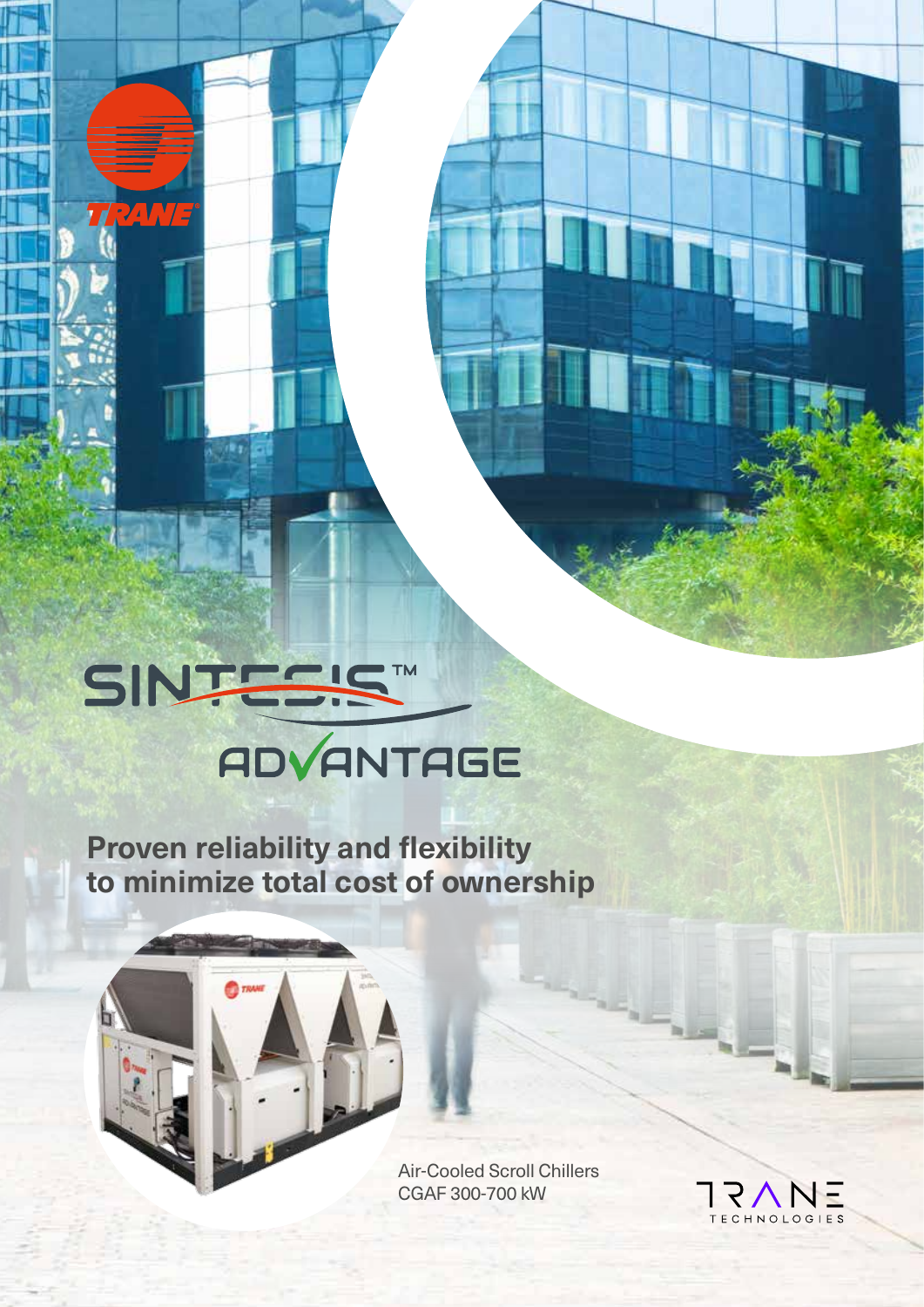TRANE

# SINTESIS™ ADVANTAGE

## Proven reliability and flexibility to minimize total cost of ownership

Air-Cooled Scroll Chillers
CGAF 300-700 kW

TRANE TECHNOLOGIES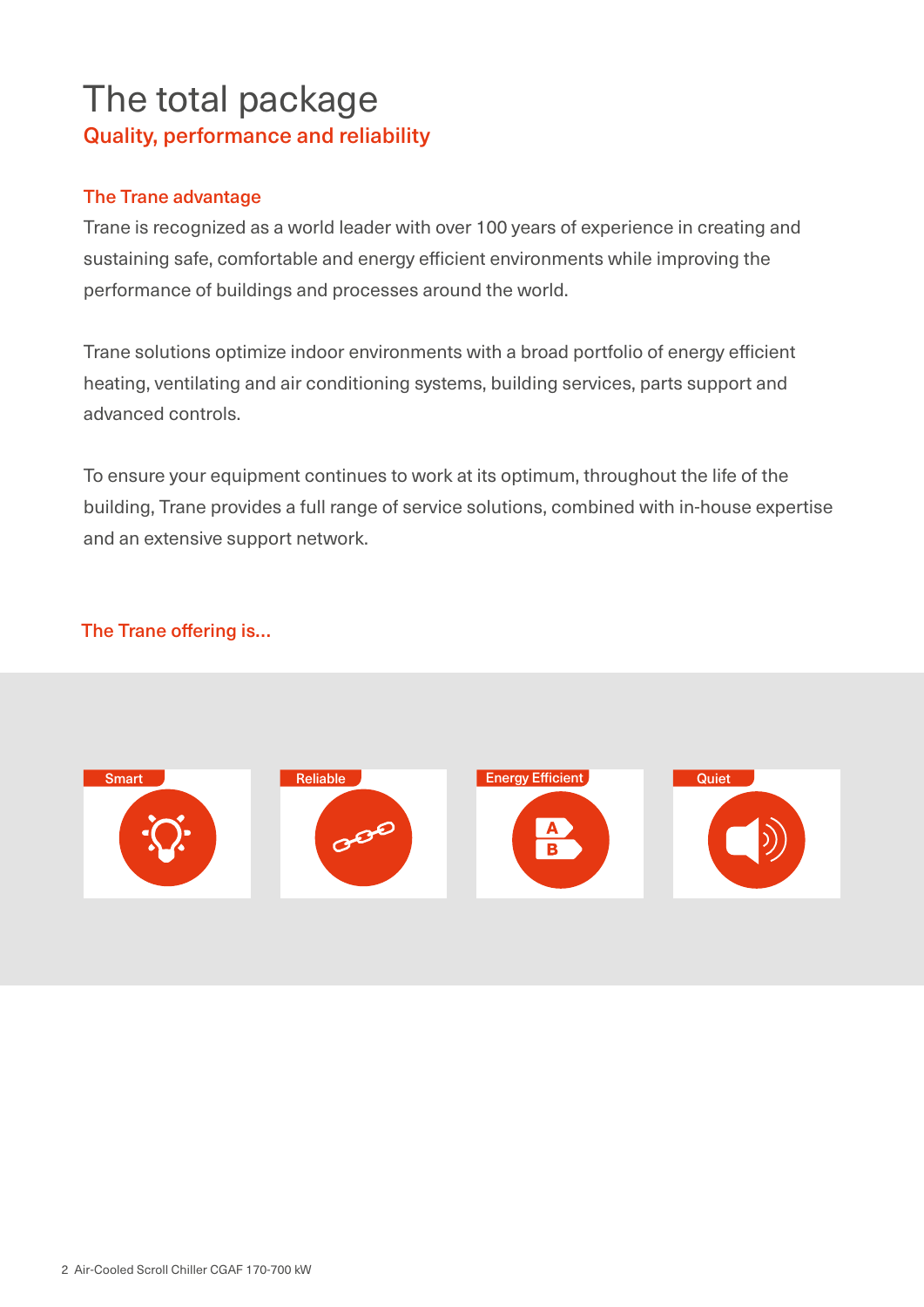# The total package

## Quality, performance and reliability

### The Trane advantage

Trane is recognized as a world leader with over 100 years of experience in creating and sustaining safe, comfortable and energy efficient environments while improving the performance of buildings and processes around the world.

Trane solutions optimize indoor environments with a broad portfolio of energy efficient heating, ventilating and air conditioning systems, building services, parts support and advanced controls.

To ensure your equipment continues to work at its optimum, throughout the life of the building, Trane provides a full range of service solutions, combined with in-house expertise and an extensive support network.

### The Trane offering is...

Smart

Reliable

Energy Efficient

Quiet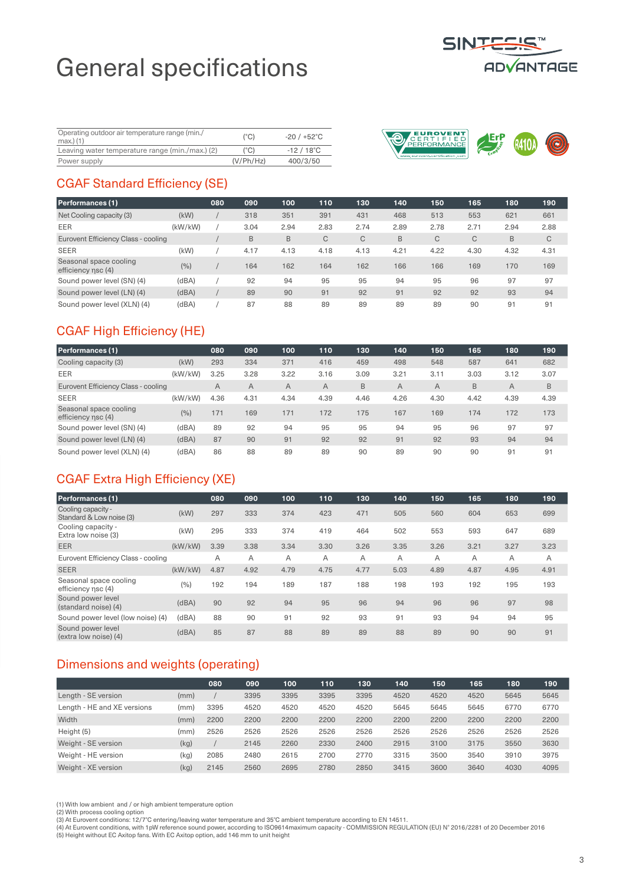# General specifications

| | | |
|---|---|---|
| Operating outdoor air temperature range (min./max.) (1) | (°C) | -20 / +52°C |
| Leaving water temperature range (min./max.) (2) | (°C) | -12 / 18°C |
| Power supply | (V/Ph/Hz) | 400/3/50 |

## CGAF Standard Efficiency (SE)

| Performances (1) | | 080 | 090 | 100 | 110 | 130 | 140 | 150 | 165 | 180 | 190 |
|---|---|---|---|---|---|---|---|---|---|---|---|
| Net Cooling capacity (3) | (kW) | / | 318 | 351 | 391 | 431 | 468 | 513 | 553 | 621 | 661 |
| EER | (kW/kW) | / | 3.04 | 2.94 | 2.83 | 2.74 | 2.89 | 2.78 | 2.71 | 2.94 | 2.88 |
| Eurovent Efficiency Class - cooling | | / | B | B | C | C | B | C | C | B | C |
| SEER | (kW) | / | 4.17 | 4.13 | 4.18 | 4.13 | 4.21 | 4.22 | 4.30 | 4.32 | 4.31 |
| Seasonal space cooling efficiency ηsc (4) | (%) | / | 164 | 162 | 164 | 162 | 166 | 166 | 169 | 170 | 169 |
| Sound power level (SN) (4) | (dBA) | / | 92 | 94 | 95 | 95 | 94 | 95 | 96 | 97 | 97 |
| Sound power level (LN) (4) | (dBA) | / | 89 | 90 | 91 | 92 | 91 | 92 | 92 | 93 | 94 |
| Sound power level (XLN) (4) | (dBA) | / | 87 | 88 | 89 | 89 | 89 | 89 | 90 | 91 | 91 |

## CGAF High Efficiency (HE)

| Performances (1) | | 080 | 090 | 100 | 110 | 130 | 140 | 150 | 165 | 180 | 190 |
|---|---|---|---|---|---|---|---|---|---|---|---|
| Cooling capacity (3) | (kW) | 293 | 334 | 371 | 416 | 459 | 498 | 548 | 587 | 641 | 682 |
| EER | (kW/kW) | 3.25 | 3.28 | 3.22 | 3.16 | 3.09 | 3.21 | 3.11 | 3.03 | 3.12 | 3.07 |
| Eurovent Efficiency Class - cooling | | A | A | A | A | B | A | A | B | A | B |
| SEER | (kW/kW) | 4.36 | 4.31 | 4.34 | 4.39 | 4.46 | 4.26 | 4.30 | 4.42 | 4.39 | 4.39 |
| Seasonal space cooling efficiency ηsc (4) | (%) | 171 | 169 | 171 | 172 | 175 | 167 | 169 | 174 | 172 | 173 |
| Sound power level (SN) (4) | (dBA) | 89 | 92 | 94 | 95 | 95 | 94 | 95 | 96 | 97 | 97 |
| Sound power level (LN) (4) | (dBA) | 87 | 90 | 91 | 92 | 92 | 91 | 92 | 93 | 94 | 94 |
| Sound power level (XLN) (4) | (dBA) | 86 | 88 | 89 | 89 | 90 | 89 | 90 | 90 | 91 | 91 |

## CGAF Extra High Efficiency (XE)

| Performances (1) | | 080 | 090 | 100 | 110 | 130 | 140 | 150 | 165 | 180 | 190 |
|---|---|---|---|---|---|---|---|---|---|---|---|
| Cooling capacity - Standard & Low noise (3) | (kW) | 297 | 333 | 374 | 423 | 471 | 505 | 560 | 604 | 653 | 699 |
| Cooling capacity - Extra low noise (3) | (kW) | 295 | 333 | 374 | 419 | 464 | 502 | 553 | 593 | 647 | 689 |
| EER | (kW/kW) | 3.39 | 3.38 | 3.34 | 3.30 | 3.26 | 3.35 | 3.26 | 3.21 | 3.27 | 3.23 |
| Eurovent Efficiency Class - cooling | | A | A | A | A | A | A | A | A | A | A |
| SEER | (kW/kW) | 4.87 | 4.92 | 4.79 | 4.75 | 4.77 | 5.03 | 4.89 | 4.87 | 4.95 | 4.91 |
| Seasonal space cooling efficiency ηsc (4) | (%) | 192 | 194 | 189 | 187 | 188 | 198 | 193 | 192 | 195 | 193 |
| Sound power level (standard noise) (4) | (dBA) | 90 | 92 | 94 | 95 | 96 | 94 | 96 | 96 | 97 | 98 |
| Sound power level (low noise) (4) | (dBA) | 88 | 90 | 91 | 92 | 93 | 91 | 93 | 94 | 94 | 95 |
| Sound power level (extra low noise) (4) | (dBA) | 85 | 87 | 88 | 89 | 89 | 88 | 89 | 90 | 90 | 91 |

## Dimensions and weights (operating)

| | | 080 | 090 | 100 | 110 | 130 | 140 | 150 | 165 | 180 | 190 |
|---|---|---|---|---|---|---|---|---|---|---|---|
| Length - SE version | (mm) | / | 3395 | 3395 | 3395 | 3395 | 4520 | 4520 | 4520 | 5645 | 5645 |
| Length - HE and XE versions | (mm) | 3395 | 4520 | 4520 | 4520 | 4520 | 5645 | 5645 | 5645 | 6770 | 6770 |
| Width | (mm) | 2200 | 2200 | 2200 | 2200 | 2200 | 2200 | 2200 | 2200 | 2200 | 2200 |
| Height (5) | (mm) | 2526 | 2526 | 2526 | 2526 | 2526 | 2526 | 2526 | 2526 | 2526 | 2526 |
| Weight - SE version | (kg) | / | 2145 | 2260 | 2330 | 2400 | 2915 | 3100 | 3175 | 3550 | 3630 |
| Weight - HE version | (kg) | 2085 | 2480 | 2615 | 2700 | 2770 | 3315 | 3500 | 3540 | 3910 | 3975 |
| Weight - XE version | (kg) | 2145 | 2560 | 2695 | 2780 | 2850 | 3415 | 3600 | 3640 | 4030 | 4095 |

(1) With low ambient and / or high ambient temperature option
(2) With process cooling option
(3) At Eurovent conditions: 12/7°C entering/leaving water temperature and 35°C ambient temperature according to EN 14511.
(4) At Eurovent conditions, with 1pW reference sound power, according to ISO9614maximum capacity - COMMISSION REGULATION (EU) N° 2016/2281 of 20 December 2016
(5) Height without EC Axitop fans. With EC Axitop option, add 146 mm to unit height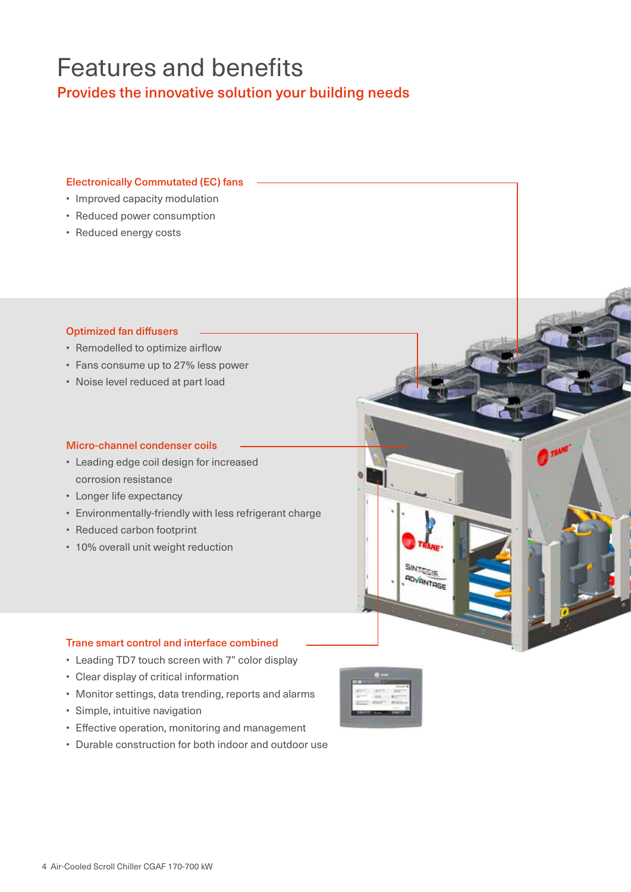# Features and benefits

## Provides the innovative solution your building needs

### Electronically Commutated (EC) fans

- Improved capacity modulation
- Reduced power consumption
- Reduced energy costs

### Optimized fan diffusers

- Remodelled to optimize airflow
- Fans consume up to 27% less power
- Noise level reduced at part load

### Micro-channel condenser coils

- Leading edge coil design for increased corrosion resistance
- Longer life expectancy
- Environmentally-friendly with less refrigerant charge
- Reduced carbon footprint
- 10% overall unit weight reduction

### Trane smart control and interface combined

- Leading TD7 touch screen with 7" color display
- Clear display of critical information
- Monitor settings, data trending, reports and alarms
- Simple, intuitive navigation
- Effective operation, monitoring and management
- Durable construction for both indoor and outdoor use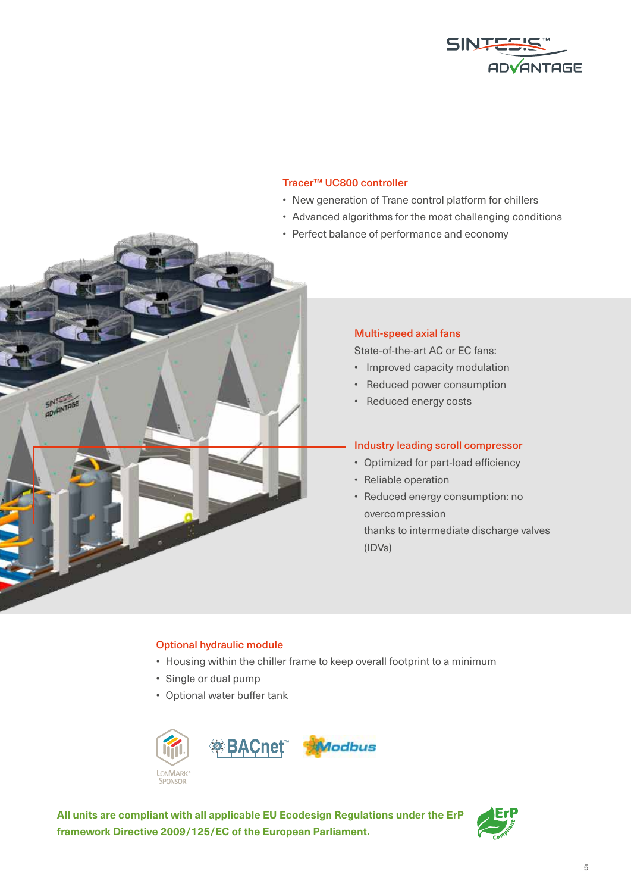## Tracer™ UC800 controller

- New generation of Trane control platform for chillers
- Advanced algorithms for the most challenging conditions
- Perfect balance of performance and economy

## Multi-speed axial fans

State-of-the-art AC or EC fans:

- Improved capacity modulation
- Reduced power consumption
- Reduced energy costs

## Industry leading scroll compressor

- Optimized for part-load efficiency
- Reliable operation
- Reduced energy consumption: no overcompression thanks to intermediate discharge valves (IDVs)

## Optional hydraulic module

- Housing within the chiller frame to keep overall footprint to a minimum
- Single or dual pump
- Optional water buffer tank

LonMark® Sponsor BACnet™ Modbus

**All units are compliant with all applicable EU Ecodesign Regulations under the ErP framework Directive 2009/125/EC of the European Parliament.**

ErP Compliant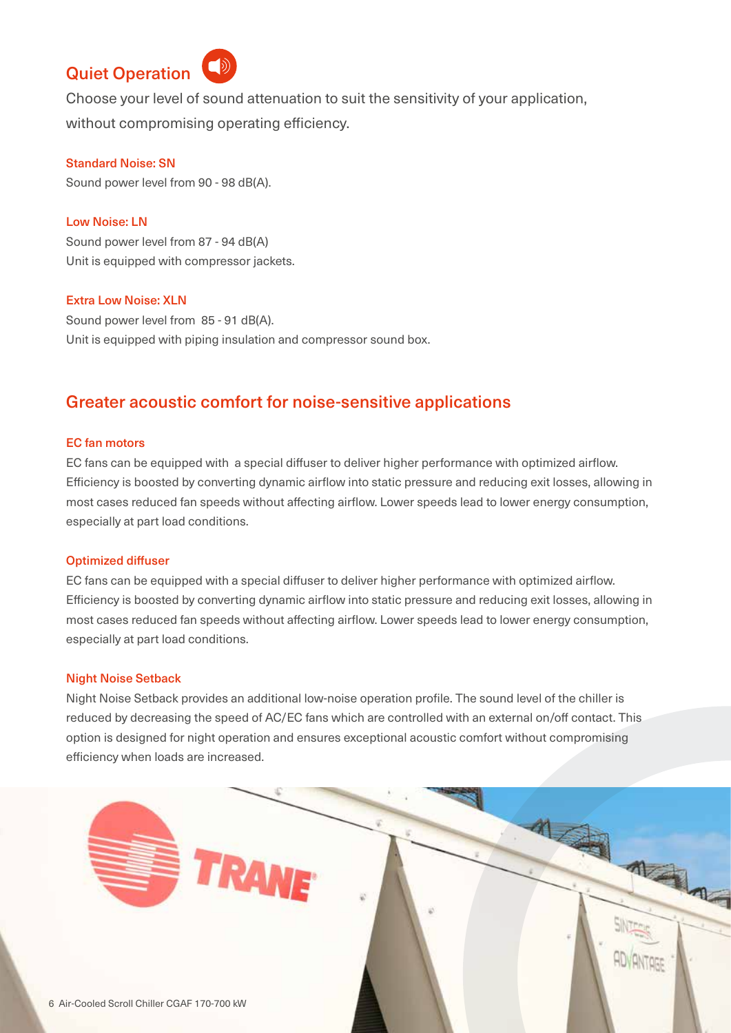## Quiet Operation

Choose your level of sound attenuation to suit the sensitivity of your application, without compromising operating efficiency.

### Standard Noise: SN

Sound power level from 90 - 98 dB(A).

### Low Noise: LN

Sound power level from 87 - 94 dB(A)
Unit is equipped with compressor jackets.

### Extra Low Noise: XLN

Sound power level from 85 - 91 dB(A).
Unit is equipped with piping insulation and compressor sound box.

## Greater acoustic comfort for noise-sensitive applications

### EC fan motors

EC fans can be equipped with a special diffuser to deliver higher performance with optimized airflow. Efficiency is boosted by converting dynamic airflow into static pressure and reducing exit losses, allowing in most cases reduced fan speeds without affecting airflow. Lower speeds lead to lower energy consumption, especially at part load conditions.

### Optimized diffuser

EC fans can be equipped with a special diffuser to deliver higher performance with optimized airflow. Efficiency is boosted by converting dynamic airflow into static pressure and reducing exit losses, allowing in most cases reduced fan speeds without affecting airflow. Lower speeds lead to lower energy consumption, especially at part load conditions.

### Night Noise Setback

Night Noise Setback provides an additional low-noise operation profile. The sound level of the chiller is reduced by decreasing the speed of AC/EC fans which are controlled with an external on/off contact. This option is designed for night operation and ensures exceptional acoustic comfort without compromising efficiency when loads are increased.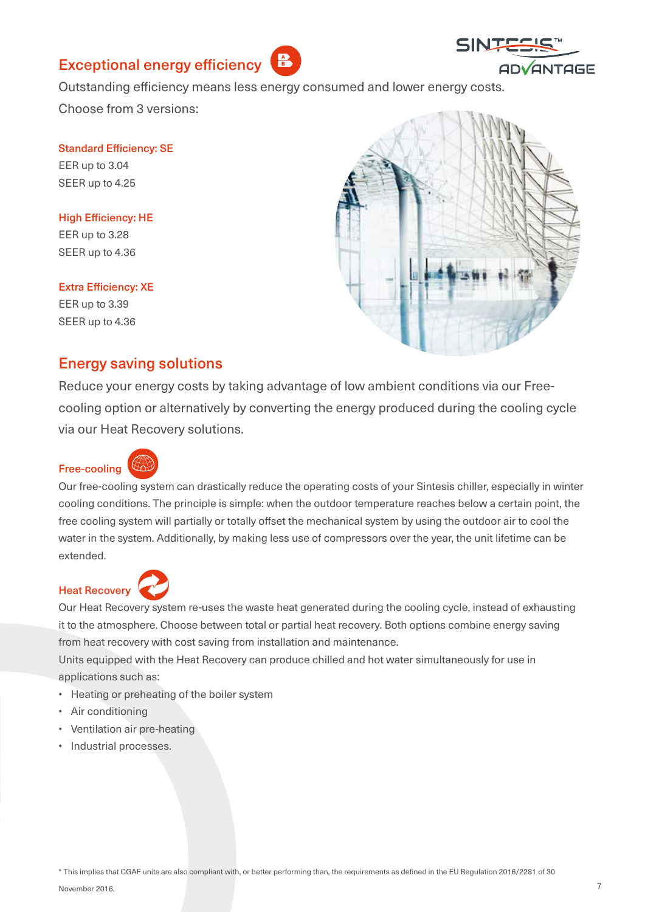## Exceptional energy efficiency

Outstanding efficiency means less energy consumed and lower energy costs.

Choose from 3 versions:

**Standard Efficiency: SE**
EER up to 3.04
SEER up to 4.25

**High Efficiency: HE**
EER up to 3.28
SEER up to 4.36

**Extra Efficiency: XE**
EER up to 3.39
SEER up to 4.36

## Energy saving solutions

Reduce your energy costs by taking advantage of low ambient conditions via our Free-cooling option or alternatively by converting the energy produced during the cooling cycle via our Heat Recovery solutions.

### Free-cooling

Our free-cooling system can drastically reduce the operating costs of your Sintesis chiller, especially in winter cooling conditions. The principle is simple: when the outdoor temperature reaches below a certain point, the free cooling system will partially or totally offset the mechanical system by using the outdoor air to cool the water in the system. Additionally, by making less use of compressors over the year, the unit lifetime can be extended.

### Heat Recovery

Our Heat Recovery system re-uses the waste heat generated during the cooling cycle, instead of exhausting it to the atmosphere. Choose between total or partial heat recovery. Both options combine energy saving from heat recovery with cost saving from installation and maintenance.

Units equipped with the Heat Recovery can produce chilled and hot water simultaneously for use in applications such as:

- Heating or preheating of the boiler system
- Air conditioning
- Ventilation air pre-heating
- Industrial processes.

* This implies that CGAF units are also compliant with, or better performing than, the requirements as defined in the EU Regulation 2016/2281 of 30 November 2016.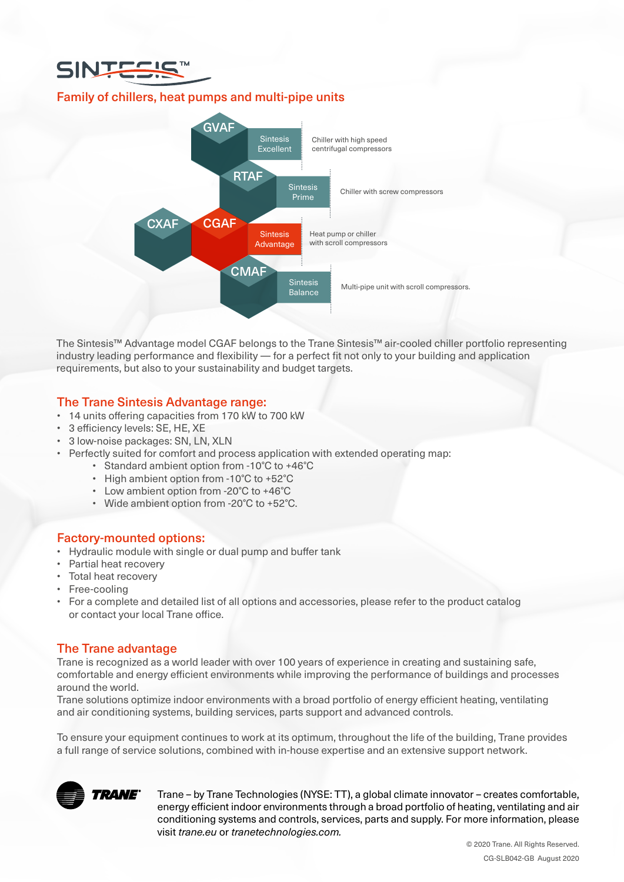# SINTESIS™

## Family of chillers, heat pumps and multi-pipe units

GVAF
Sintesis Excellent
Chiller with high speed centrifugal compressors

RTAF
Sintesis Prime
Chiller with screw compressors

CXAF

CGAF
Sintesis Advantage
Heat pump or chiller with scroll compressors

CMAF
Sintesis Balance
Multi-pipe unit with scroll compressors.

The Sintesis™ Advantage model CGAF belongs to the Trane Sintesis™ air-cooled chiller portfolio representing industry leading performance and flexibility — for a perfect fit not only to your building and application requirements, but also to your sustainability and budget targets.

## The Trane Sintesis Advantage range:

- 14 units offering capacities from 170 kW to 700 kW
- 3 efficiency levels: SE, HE, XE
- 3 low-noise packages: SN, LN, XLN
- Perfectly suited for comfort and process application with extended operating map:
    - Standard ambient option from -10°C to +46°C
    - High ambient option from -10°C to +52°C
    - Low ambient option from -20°C to +46°C
    - Wide ambient option from -20°C to +52°C.

## Factory-mounted options:

- Hydraulic module with single or dual pump and buffer tank
- Partial heat recovery
- Total heat recovery
- Free-cooling
- For a complete and detailed list of all options and accessories, please refer to the product catalog or contact your local Trane office.

## The Trane advantage

Trane is recognized as a world leader with over 100 years of experience in creating and sustaining safe, comfortable and energy efficient environments while improving the performance of buildings and processes around the world.
Trane solutions optimize indoor environments with a broad portfolio of energy efficient heating, ventilating and air conditioning systems, building services, parts support and advanced controls.

To ensure your equipment continues to work at its optimum, throughout the life of the building, Trane provides a full range of service solutions, combined with in-house expertise and an extensive support network.

TRANE

Trane – by Trane Technologies (NYSE: TT), a global climate innovator – creates comfortable, energy efficient indoor environments through a broad portfolio of heating, ventilating and air conditioning systems and controls, services, parts and supply. For more information, please visit *trane.eu* or *tranetechnologies.com.*

© 2020 Trane. All Rights Reserved.

CG-SLB042-GB August 2020